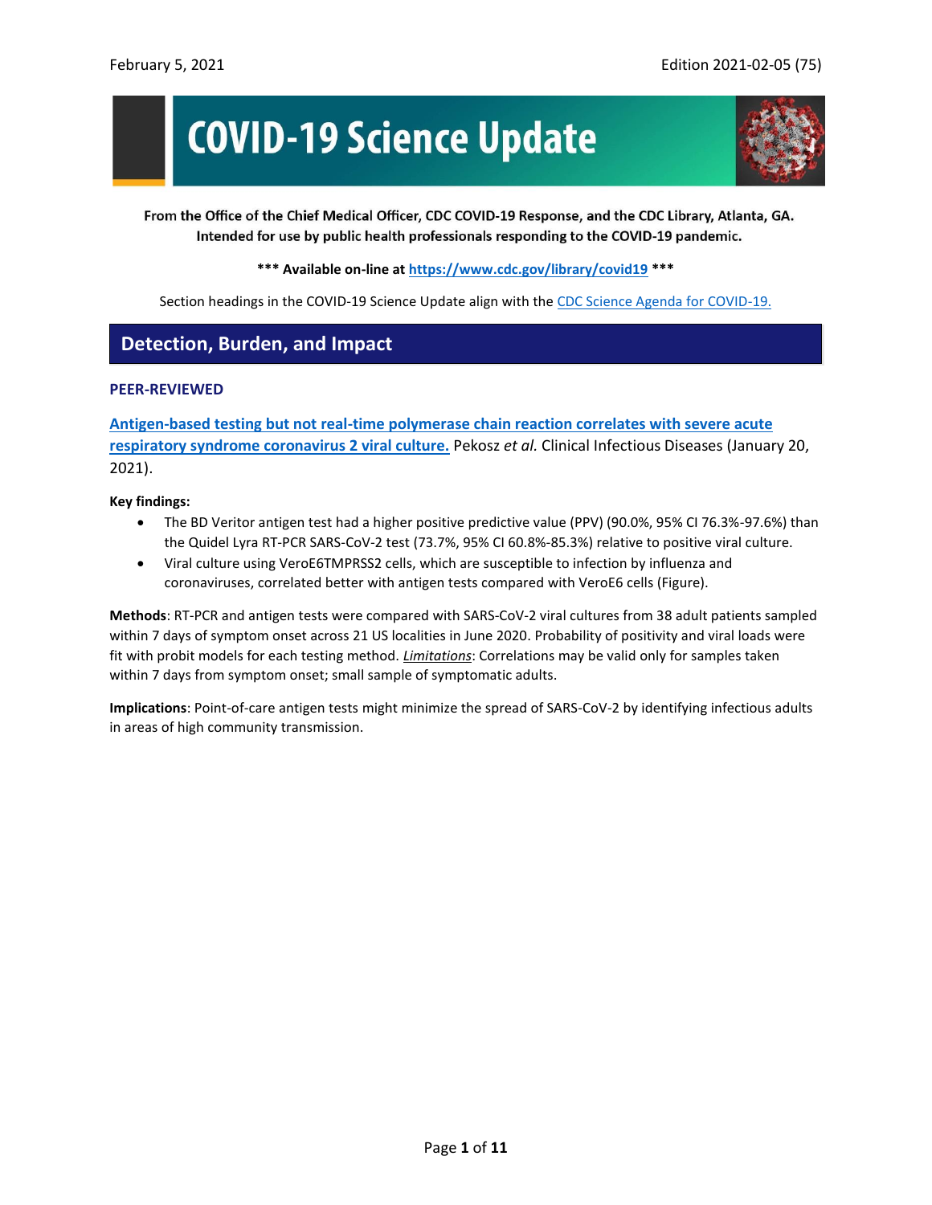February 5, 2021 Edition 2021-02-05 (75)

# COVID-19 Science Update

**From the Office of the Chief Medical Officer, CDC COVID-19 Response, and the CDC Library, Atlanta, GA. Intended for use by public health professionals responding to the COVID-19 pandemic.**

**\*\*\* Available on-line at [https://www.cdc.gov/library/covid19](https://www.cdc.gov/library/covid19) \*\*\***

Section headings in the COVID-19 Science Update align with the [CDC Science Agenda for COVID-19.](#)

## Detection, Burden, and Impact

### PEER-REVIEWED

**[Antigen-based testing but not real-time polymerase chain reaction correlates with severe acute respiratory syndrome coronavirus 2 viral culture.](#)** Pekosz *et al.* Clinical Infectious Diseases (January 20, 2021).

**Key findings:**

- The BD Veritor antigen test had a higher positive predictive value (PPV) (90.0%, 95% CI 76.3%-97.6%) than the Quidel Lyra RT-PCR SARS-CoV-2 test (73.7%, 95% CI 60.8%-85.3%) relative to positive viral culture.
- Viral culture using VeroE6TMPRSS2 cells, which are susceptible to infection by influenza and coronaviruses, correlated better with antigen tests compared with VeroE6 cells (Figure).

**Methods**: RT-PCR and antigen tests were compared with SARS-CoV-2 viral cultures from 38 adult patients sampled within 7 days of symptom onset across 21 US localities in June 2020. Probability of positivity and viral loads were fit with probit models for each testing method. ***Limitations***: Correlations may be valid only for samples taken within 7 days from symptom onset; small sample of symptomatic adults.

**Implications**: Point-of-care antigen tests might minimize the spread of SARS-CoV-2 by identifying infectious adults in areas of high community transmission.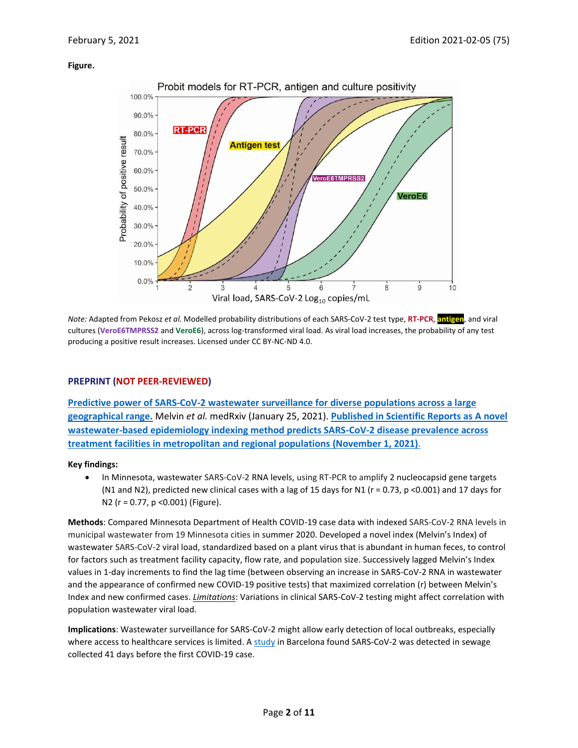**Figure.**

*Note:* Adapted from Pekosz *et al.* Modelled probability distributions of each SARS-CoV-2 test type, **RT-PCR**, **antigen**, and viral cultures (**VeroE6TMPRSS2** and **VeroE6**), across log-transformed viral load. As viral load increases, the probability of any test producing a positive result increases. Licensed under CC BY-NC-ND 4.0.

### PREPRINT (NOT PEER-REVIEWED)

**Predictive power of SARS-CoV-2 wastewater surveillance for diverse populations across a large geographical range.** Melvin *et al.* medRxiv (January 25, 2021). **Published in Scientific Reports as A novel wastewater-based epidemiology indexing method predicts SARS-CoV-2 disease prevalence across treatment facilities in metropolitan and regional populations (November 1, 2021).**

**Key findings:**

- In Minnesota, wastewater SARS-CoV-2 RNA levels, using RT-PCR to amplify 2 nucleocapsid gene targets (N1 and N2), predicted new clinical cases with a lag of 15 days for N1 ($r = 0.73$, $p < 0.001$) and 17 days for N2 ($r = 0.77$, $p < 0.001$) (Figure).

**Methods**: Compared Minnesota Department of Health COVID-19 case data with indexed SARS-CoV-2 RNA levels in municipal wastewater from 19 Minnesota cities in summer 2020. Developed a novel index (Melvin's Index) of wastewater SARS-CoV-2 viral load, standardized based on a plant virus that is abundant in human feces, to control for factors such as treatment facility capacity, flow rate, and population size. Successively lagged Melvin's Index values in 1-day increments to find the lag time (between observing an increase in SARS-CoV-2 RNA in wastewater and the appearance of confirmed new COVID-19 positive tests) that maximized correlation (r) between Melvin's Index and new confirmed cases. ***Limitations***: Variations in clinical SARS-CoV-2 testing might affect correlation with population wastewater viral load.

**Implications**: Wastewater surveillance for SARS-CoV-2 might allow early detection of local outbreaks, especially where access to healthcare services is limited. A study in Barcelona found SARS-CoV-2 was detected in sewage collected 41 days before the first COVID-19 case.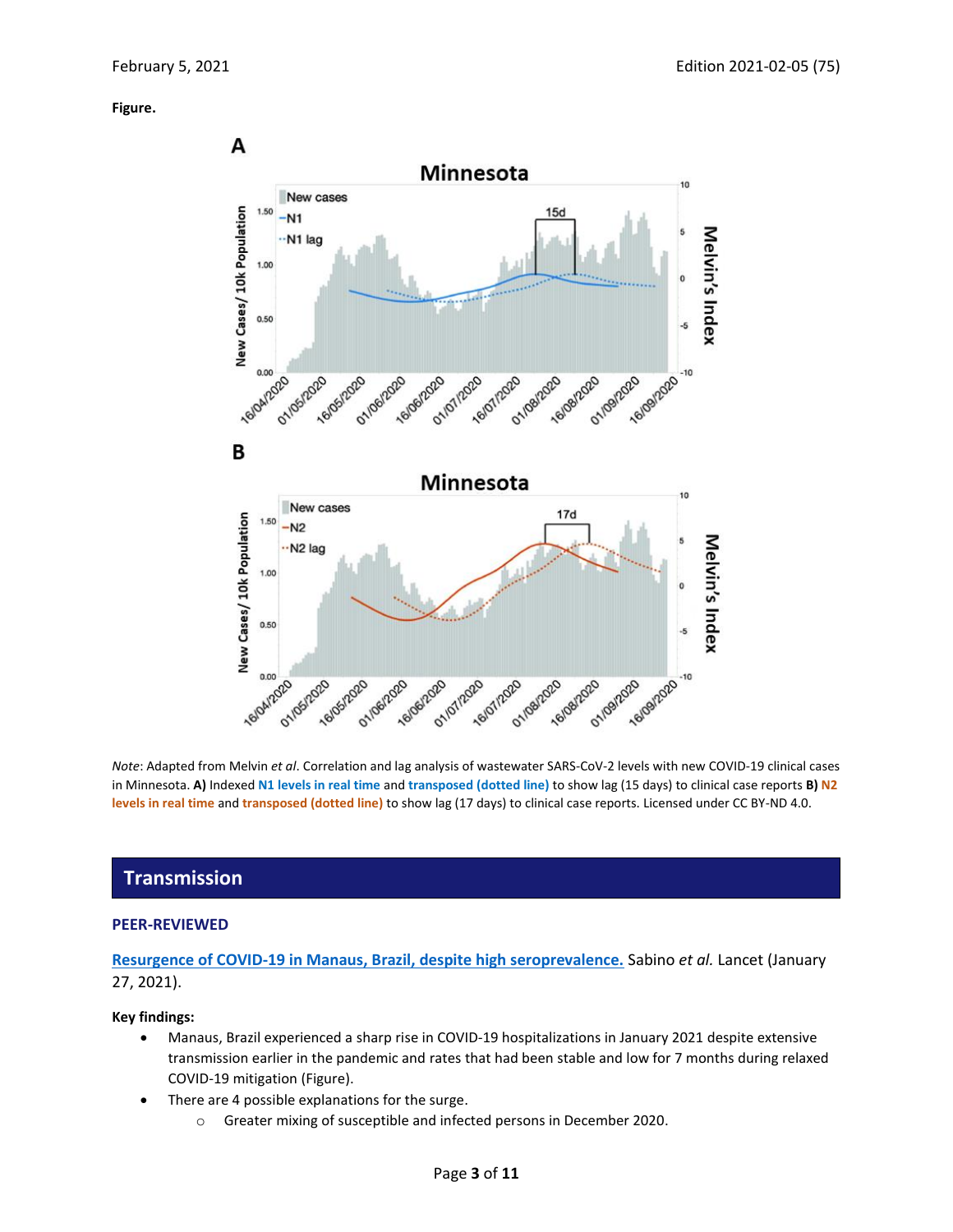**Figure.**

*Note*: Adapted from Melvin *et al*. Correlation and lag analysis of wastewater SARS-CoV-2 levels with new COVID-19 clinical cases in Minnesota. **A)** Indexed **N1 levels in real time** and **transposed (dotted line)** to show lag (15 days) to clinical case reports **B)** **N2 levels in real time** and **transposed (dotted line)** to show lag (17 days) to clinical case reports. Licensed under CC BY-ND 4.0.

## Transmission

### PEER-REVIEWED

**Resurgence of COVID-19 in Manaus, Brazil, despite high seroprevalence.** Sabino *et al.* Lancet (January 27, 2021).

**Key findings:**

- Manaus, Brazil experienced a sharp rise in COVID-19 hospitalizations in January 2021 despite extensive transmission earlier in the pandemic and rates that had been stable and low for 7 months during relaxed COVID-19 mitigation (Figure).
- There are 4 possible explanations for the surge.
  - Greater mixing of susceptible and infected persons in December 2020.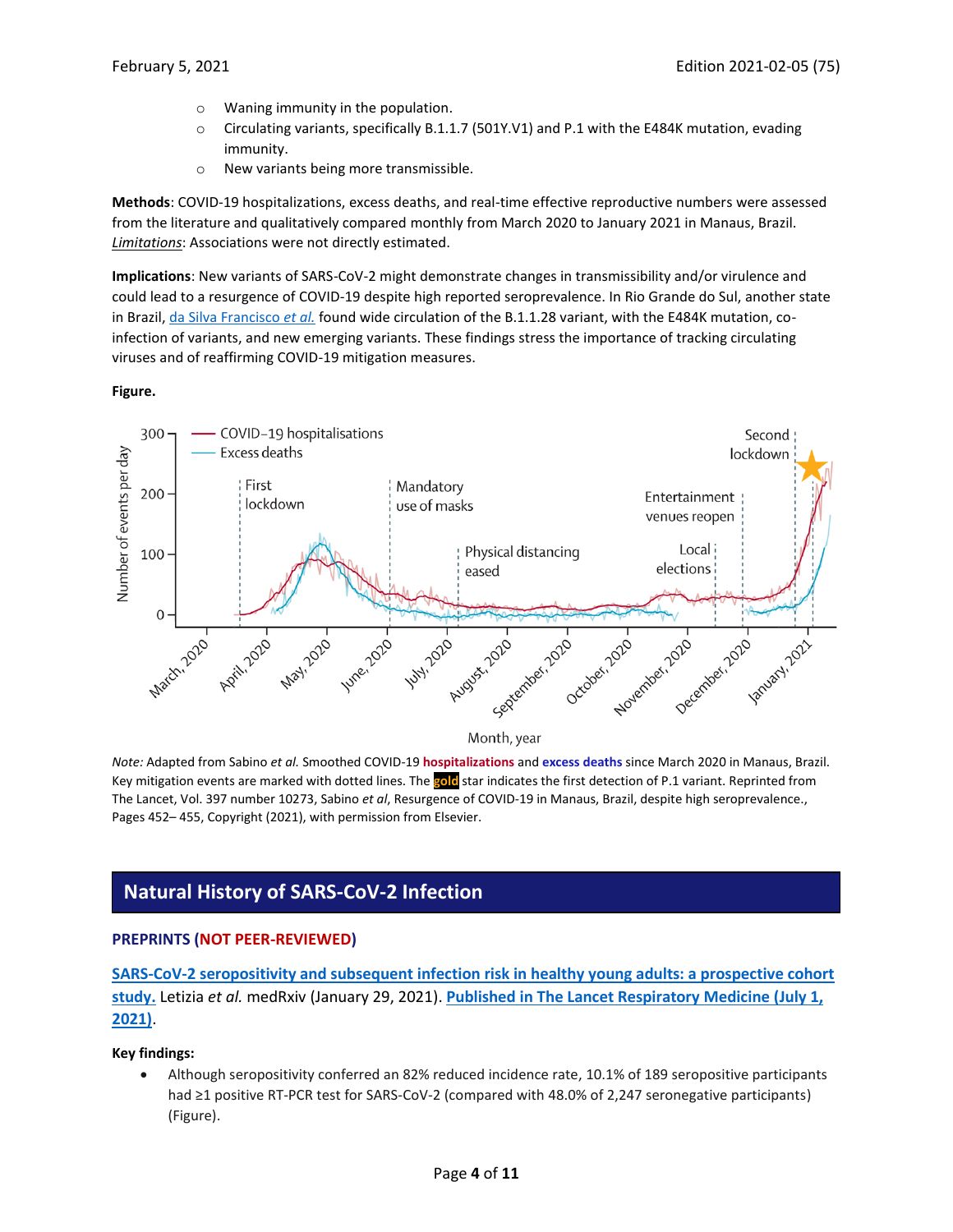- Waning immunity in the population.
- Circulating variants, specifically B.1.1.7 (501Y.V1) and P.1 with the E484K mutation, evading immunity.
- New variants being more transmissible.

**Methods**: COVID-19 hospitalizations, excess deaths, and real-time effective reproductive numbers were assessed from the literature and qualitatively compared monthly from March 2020 to January 2021 in Manaus, Brazil. *Limitations*: Associations were not directly estimated.

**Implications**: New variants of SARS-CoV-2 might demonstrate changes in transmissibility and/or virulence and could lead to a resurgence of COVID-19 despite high reported seroprevalence. In Rio Grande do Sul, another state in Brazil, [da Silva Francisco *et al.*]() found wide circulation of the B.1.1.28 variant, with the E484K mutation, co-infection of variants, and new emerging variants. These findings stress the importance of tracking circulating viruses and of reaffirming COVID-19 mitigation measures.

**Figure.**

*Note:* Adapted from Sabino *et al.* Smoothed COVID-19 **hospitalizations** and **excess deaths** since March 2020 in Manaus, Brazil. Key mitigation events are marked with dotted lines. The **gold** star indicates the first detection of P.1 variant. Reprinted from The Lancet, Vol. 397 number 10273, Sabino *et al*, Resurgence of COVID-19 in Manaus, Brazil, despite high seroprevalence., Pages 452– 455, Copyright (2021), with permission from Elsevier.

## Natural History of SARS-CoV-2 Infection

### PREPRINTS (NOT PEER-REVIEWED)

**[SARS-CoV-2 seropositivity and subsequent infection risk in healthy young adults: a prospective cohort study.]()** Letizia *et al.* medRxiv (January 29, 2021). **[Published in The Lancet Respiratory Medicine (July 1, 2021)]()**.

**Key findings:**

- Although seropositivity conferred an 82% reduced incidence rate, 10.1% of 189 seropositive participants had ≥1 positive RT-PCR test for SARS-CoV-2 (compared with 48.0% of 2,247 seronegative participants) (Figure).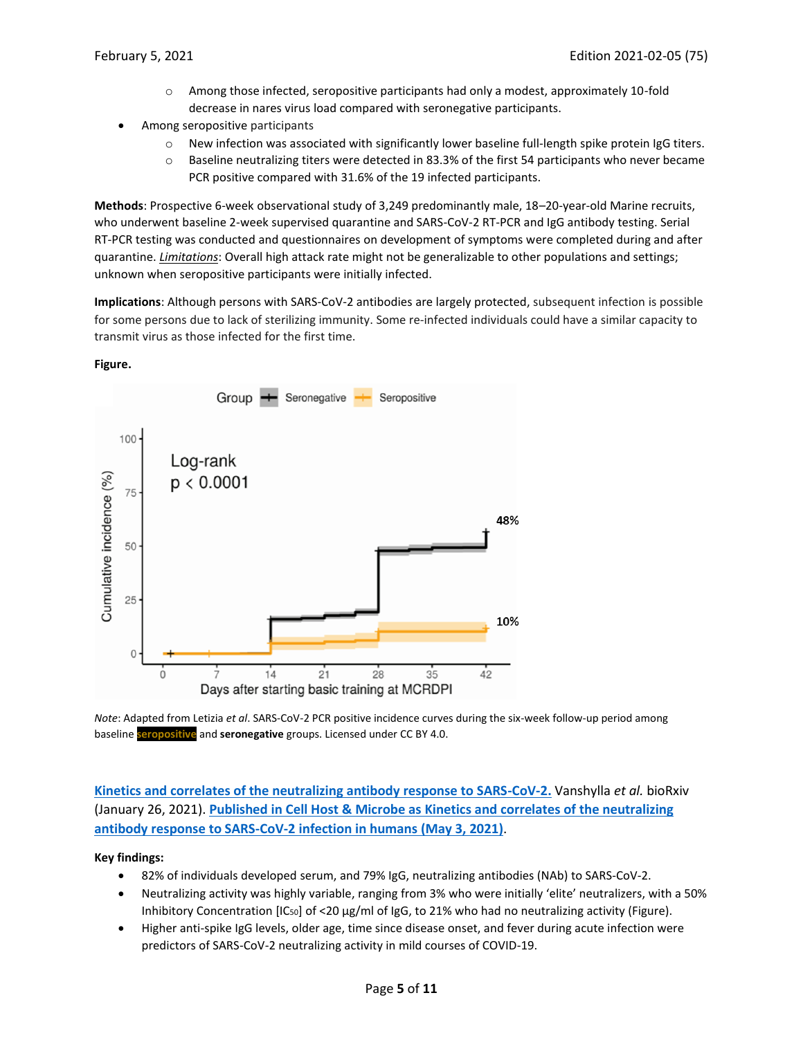- Among those infected, seropositive participants had only a modest, approximately 10-fold decrease in nares virus load compared with seronegative participants.
- Among seropositive participants
    - New infection was associated with significantly lower baseline full-length spike protein IgG titers.
    - Baseline neutralizing titers were detected in 83.3% of the first 54 participants who never became PCR positive compared with 31.6% of the 19 infected participants.

**Methods**: Prospective 6-week observational study of 3,249 predominantly male, 18–20-year-old Marine recruits, who underwent baseline 2-week supervised quarantine and SARS-CoV-2 RT-PCR and IgG antibody testing. Serial RT-PCR testing was conducted and questionnaires on development of symptoms were completed during and after quarantine. *Limitations*: Overall high attack rate might not be generalizable to other populations and settings; unknown when seropositive participants were initially infected.

**Implications**: Although persons with SARS-CoV-2 antibodies are largely protected, subsequent infection is possible for some persons due to lack of sterilizing immunity. Some re-infected individuals could have a similar capacity to transmit virus as those infected for the first time.

**Figure.**

*Note*: Adapted from Letizia *et al*. SARS-CoV-2 PCR positive incidence curves during the six-week follow-up period among baseline **seropositive** and **seronegative** groups. Licensed under CC BY 4.0.

[Kinetics and correlates of the neutralizing antibody response to SARS-CoV-2.](#) Vanshylla *et al.* bioRxiv (January 26, 2021). [Published in Cell Host & Microbe as Kinetics and correlates of the neutralizing antibody response to SARS-CoV-2 infection in humans (May 3, 2021)](#).

**Key findings:**

- 82% of individuals developed serum, and 79% IgG, neutralizing antibodies (NAb) to SARS-CoV-2.
- Neutralizing activity was highly variable, ranging from 3% who were initially 'elite' neutralizers, with a 50% Inhibitory Concentration [$IC_{50}$] of <20 µg/ml of IgG, to 21% who had no neutralizing activity (Figure).
- Higher anti-spike IgG levels, older age, time since disease onset, and fever during acute infection were predictors of SARS-CoV-2 neutralizing activity in mild courses of COVID-19.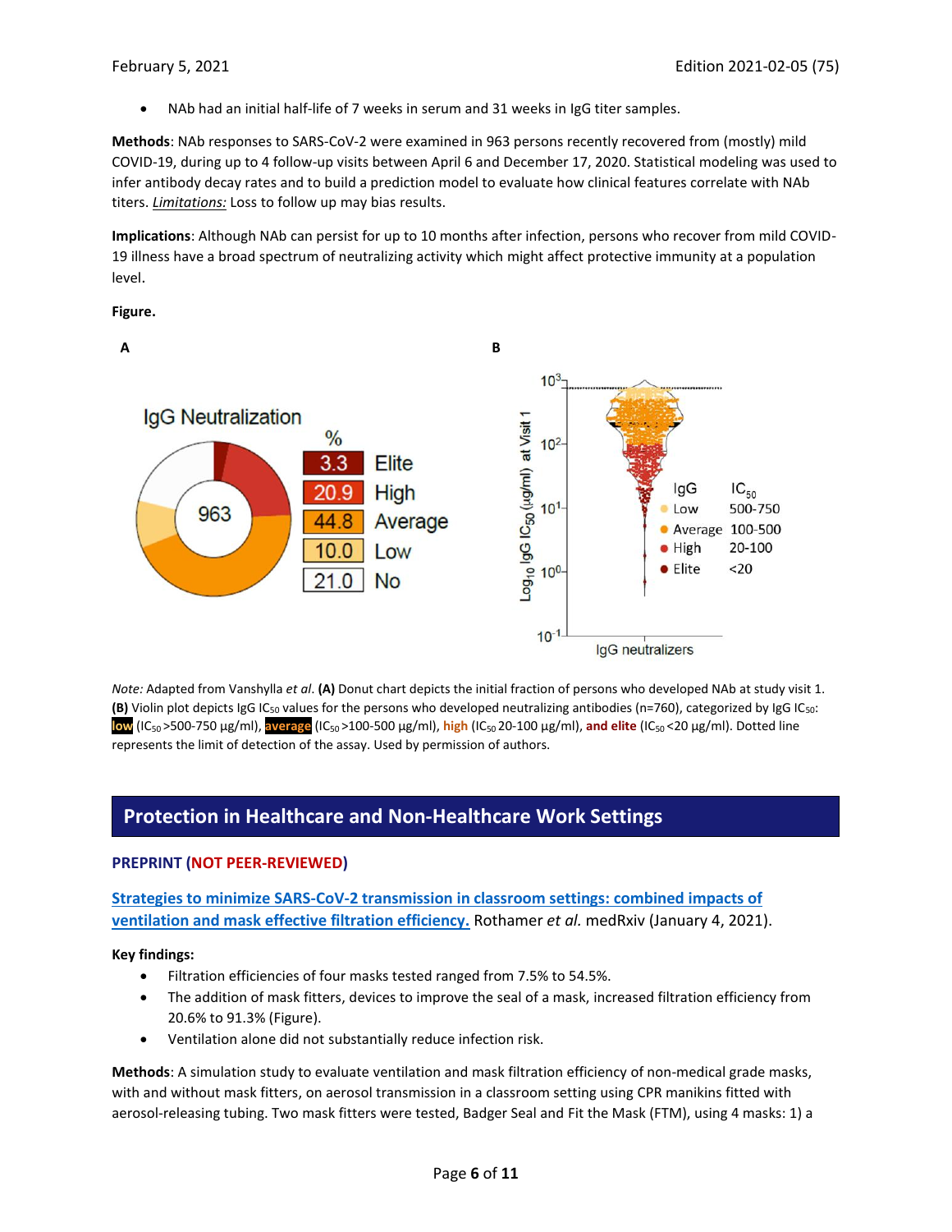- NAb had an initial half-life of 7 weeks in serum and 31 weeks in IgG titer samples.

**Methods**: NAb responses to SARS-CoV-2 were examined in 963 persons recently recovered from (mostly) mild COVID-19, during up to 4 follow-up visits between April 6 and December 17, 2020. Statistical modeling was used to infer antibody decay rates and to build a prediction model to evaluate how clinical features correlate with NAb titers. *Limitations:* Loss to follow up may bias results.

**Implications**: Although NAb can persist for up to 10 months after infection, persons who recover from mild COVID-19 illness have a broad spectrum of neutralizing activity which might affect protective immunity at a population level.

**Figure.**

**A**

IgG Neutralization

963

| % | |
|---|---|
| 3.3 | Elite |
| 20.9 | High |
| 44.8 | Average |
| 10.0 | Low |
| 21.0 | No |

**B**

| IgG | $IC_{50}$ |
|---|---|
| Low | 500-750 |
| Average | 100-500 |
| High | 20-100 |
| Elite | <20 |

$Log_{10}$ IgG $IC_{50}$ (μg/ml) at Visit 1

IgG neutralizers

*Note:* Adapted from Vanshylla *et al.* **(A)** Donut chart depicts the initial fraction of persons who developed NAb at study visit 1. **(B)** Violin plot depicts IgG $IC_{50}$ values for the persons who developed neutralizing antibodies (n=760), categorized by IgG $IC_{50}$: **low** ($IC_{50}$ >500-750 μg/ml), **average** ($IC_{50}$ >100-500 μg/ml), **high** ($IC_{50}$ 20-100 μg/ml), **and elite** ($IC_{50}$ <20 μg/ml). Dotted line represents the limit of detection of the assay. Used by permission of authors.

## Protection in Healthcare and Non-Healthcare Work Settings

**PREPRINT (NOT PEER-REVIEWED)**

**Strategies to minimize SARS-CoV-2 transmission in classroom settings: combined impacts of ventilation and mask effective filtration efficiency.** Rothamer *et al.* medRxiv (January 4, 2021).

**Key findings:**

- Filtration efficiencies of four masks tested ranged from 7.5% to 54.5%.
- The addition of mask fitters, devices to improve the seal of a mask, increased filtration efficiency from 20.6% to 91.3% (Figure).
- Ventilation alone did not substantially reduce infection risk.

**Methods**: A simulation study to evaluate ventilation and mask filtration efficiency of non-medical grade masks, with and without mask fitters, on aerosol transmission in a classroom setting using CPR manikins fitted with aerosol-releasing tubing. Two mask fitters were tested, Badger Seal and Fit the Mask (FTM), using 4 masks: 1) a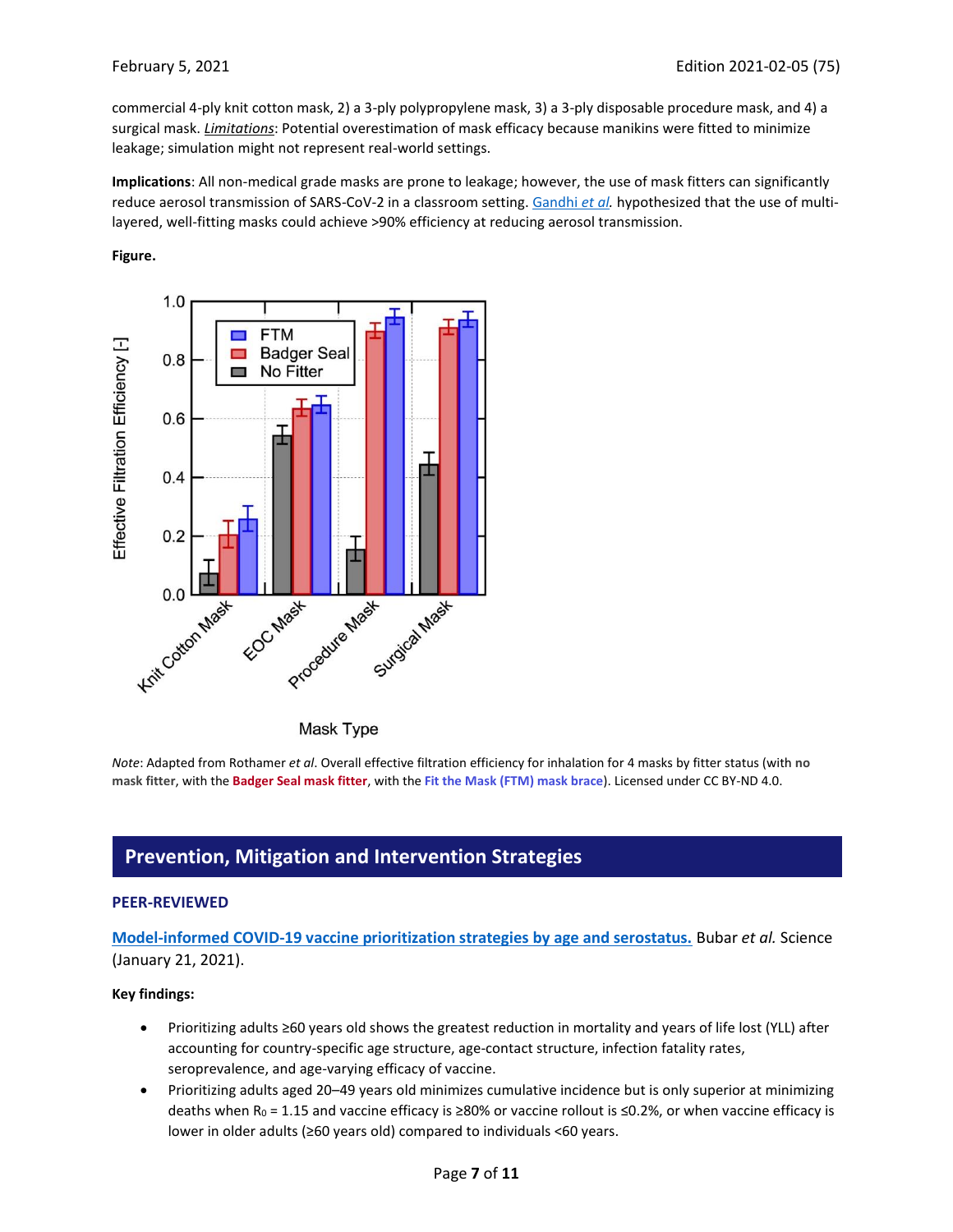commercial 4-ply knit cotton mask, 2) a 3-ply polypropylene mask, 3) a 3-ply disposable procedure mask, and 4) a surgical mask. *Limitations*: Potential overestimation of mask efficacy because manikins were fitted to minimize leakage; simulation might not represent real-world settings.

**Implications**: All non-medical grade masks are prone to leakage; however, the use of mask fitters can significantly reduce aerosol transmission of SARS-CoV-2 in a classroom setting. Gandhi *et al.* hypothesized that the use of multi-layered, well-fitting masks could achieve >90% efficiency at reducing aerosol transmission.

**Figure.**

*Note*: Adapted from Rothamer *et al*. Overall effective filtration efficiency for inhalation for 4 masks by fitter status (with **no mask fitter**, with the **Badger Seal mask fitter**, with the **Fit the Mask (FTM) mask brace**). Licensed under CC BY-ND 4.0.

## Prevention, Mitigation and Intervention Strategies

### PEER-REVIEWED

**Model-informed COVID-19 vaccine prioritization strategies by age and serostatus.** Bubar *et al.* Science (January 21, 2021).

**Key findings:**

- Prioritizing adults ≥60 years old shows the greatest reduction in mortality and years of life lost (YLL) after accounting for country-specific age structure, age-contact structure, infection fatality rates, seroprevalence, and age-varying efficacy of vaccine.
- Prioritizing adults aged 20–49 years old minimizes cumulative incidence but is only superior at minimizing deaths when $R_0$ = 1.15 and vaccine efficacy is ≥80% or vaccine rollout is ≤0.2%, or when vaccine efficacy is lower in older adults (≥60 years old) compared to individuals <60 years.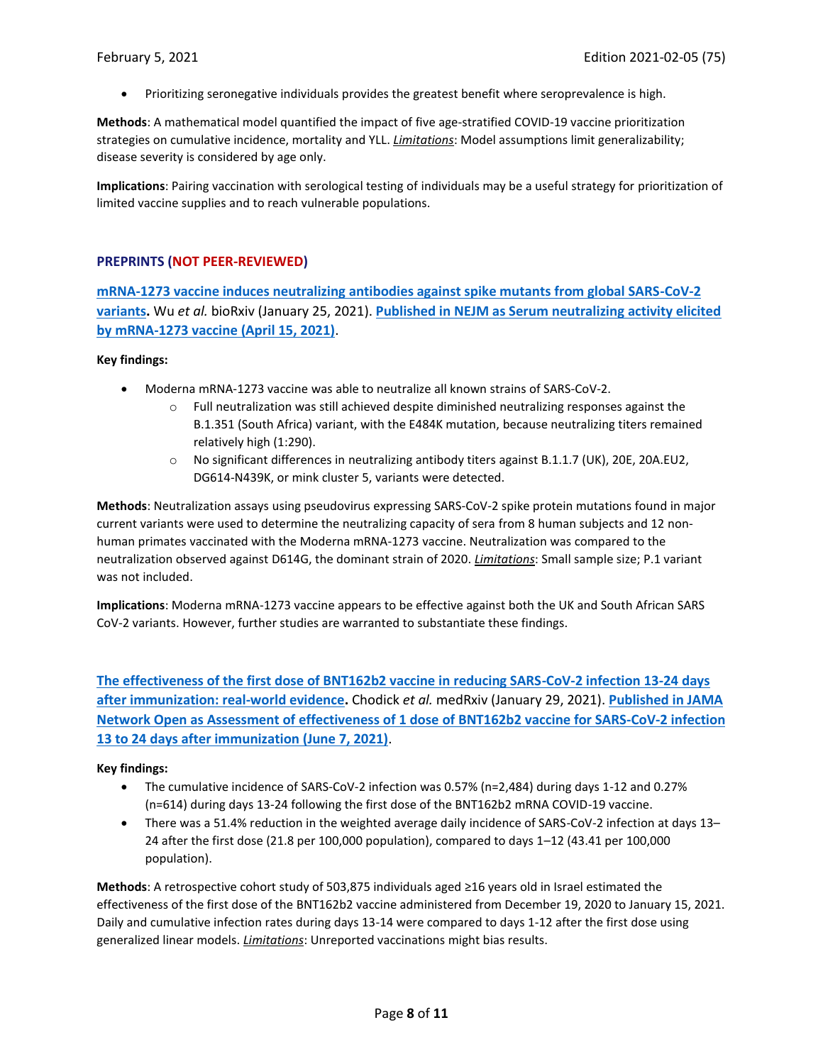- Prioritizing seronegative individuals provides the greatest benefit where seroprevalence is high.

**Methods**: A mathematical model quantified the impact of five age-stratified COVID-19 vaccine prioritization strategies on cumulative incidence, mortality and YLL. ***Limitations***: Model assumptions limit generalizability; disease severity is considered by age only.

**Implications**: Pairing vaccination with serological testing of individuals may be a useful strategy for prioritization of limited vaccine supplies and to reach vulnerable populations.

## PREPRINTS (NOT PEER-REVIEWED)

**mRNA-1273 vaccine induces neutralizing antibodies against spike mutants from global SARS-CoV-2 variants.** Wu *et al.* bioRxiv (January 25, 2021). **Published in NEJM as Serum neutralizing activity elicited by mRNA-1273 vaccine (April 15, 2021)**.

**Key findings:**

- Moderna mRNA-1273 vaccine was able to neutralize all known strains of SARS-CoV-2.
  - Full neutralization was still achieved despite diminished neutralizing responses against the B.1.351 (South Africa) variant, with the E484K mutation, because neutralizing titers remained relatively high (1:290).
  - No significant differences in neutralizing antibody titers against B.1.1.7 (UK), 20E, 20A.EU2, DG614-N439K, or mink cluster 5, variants were detected.

**Methods**: Neutralization assays using pseudovirus expressing SARS-CoV-2 spike protein mutations found in major current variants were used to determine the neutralizing capacity of sera from 8 human subjects and 12 non-human primates vaccinated with the Moderna mRNA-1273 vaccine. Neutralization was compared to the neutralization observed against D614G, the dominant strain of 2020. ***Limitations***: Small sample size; P.1 variant was not included.

**Implications**: Moderna mRNA-1273 vaccine appears to be effective against both the UK and South African SARS CoV-2 variants. However, further studies are warranted to substantiate these findings.

**The effectiveness of the first dose of BNT162b2 vaccine in reducing SARS-CoV-2 infection 13-24 days after immunization: real-world evidence.** Chodick *et al.* medRxiv (January 29, 2021). **Published in JAMA Network Open as Assessment of effectiveness of 1 dose of BNT162b2 vaccine for SARS-CoV-2 infection 13 to 24 days after immunization (June 7, 2021)**.

**Key findings:**

- The cumulative incidence of SARS-CoV-2 infection was 0.57% (n=2,484) during days 1-12 and 0.27% (n=614) during days 13-24 following the first dose of the BNT162b2 mRNA COVID-19 vaccine.
- There was a 51.4% reduction in the weighted average daily incidence of SARS-CoV-2 infection at days 13–24 after the first dose (21.8 per 100,000 population), compared to days 1–12 (43.41 per 100,000 population).

**Methods**: A retrospective cohort study of 503,875 individuals aged ≥16 years old in Israel estimated the effectiveness of the first dose of the BNT162b2 vaccine administered from December 19, 2020 to January 15, 2021. Daily and cumulative infection rates during days 13-14 were compared to days 1-12 after the first dose using generalized linear models. ***Limitations***: Unreported vaccinations might bias results.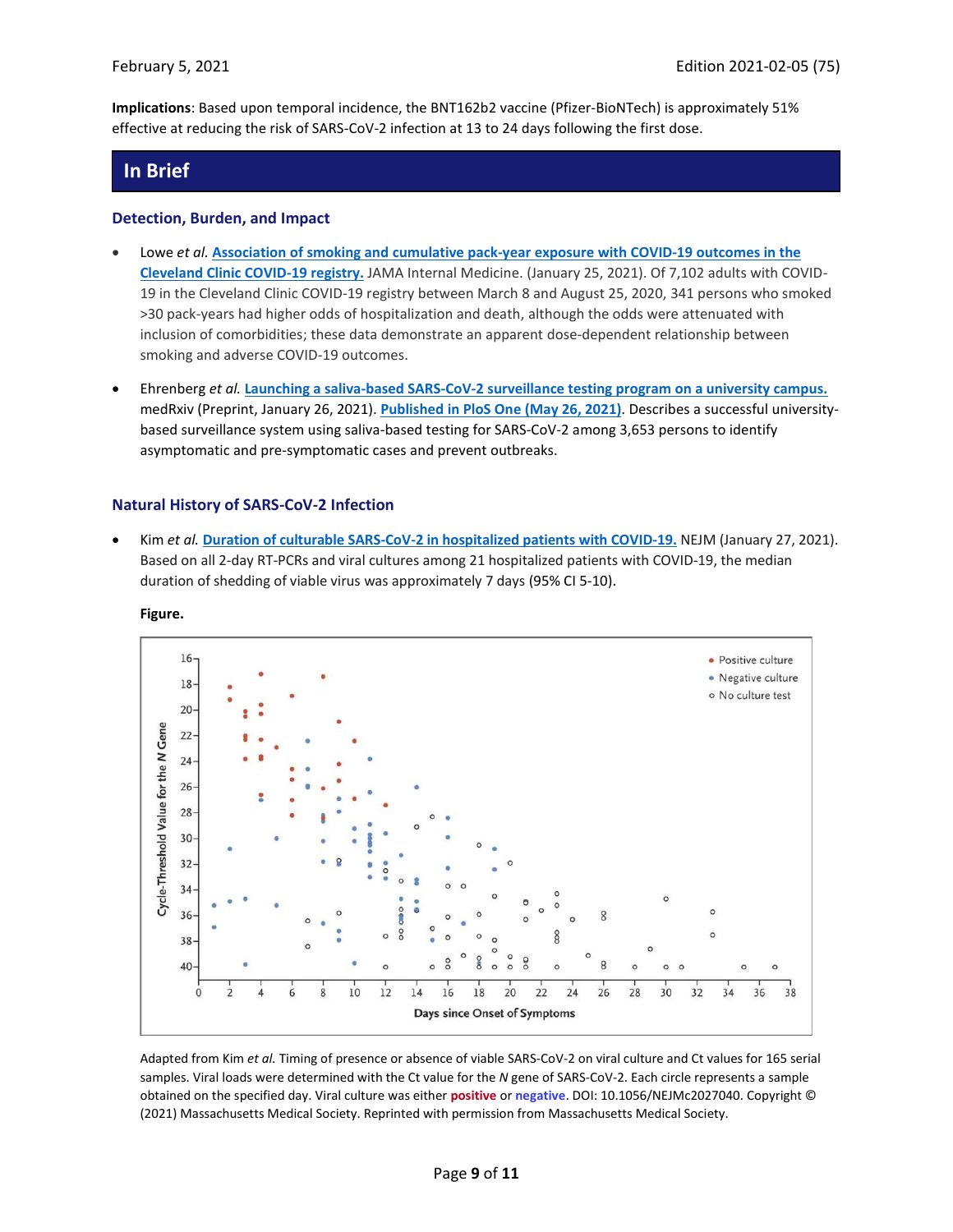**Implications**: Based upon temporal incidence, the BNT162b2 vaccine (Pfizer-BioNTech) is approximately 51% effective at reducing the risk of SARS-CoV-2 infection at 13 to 24 days following the first dose.

## In Brief

### Detection, Burden, and Impact

- Lowe *et al.* **Association of smoking and cumulative pack-year exposure with COVID-19 outcomes in the Cleveland Clinic COVID-19 registry.** JAMA Internal Medicine. (January 25, 2021). Of 7,102 adults with COVID-19 in the Cleveland Clinic COVID-19 registry between March 8 and August 25, 2020, 341 persons who smoked >30 pack-years had higher odds of hospitalization and death, although the odds were attenuated with inclusion of comorbidities; these data demonstrate an apparent dose-dependent relationship between smoking and adverse COVID-19 outcomes.

- Ehrenberg *et al.* **Launching a saliva-based SARS-CoV-2 surveillance testing program on a university campus.** medRxiv (Preprint, January 26, 2021). **Published in PloS One (May 26, 2021)**. Describes a successful university-based surveillance system using saliva-based testing for SARS-CoV-2 among 3,653 persons to identify asymptomatic and pre-symptomatic cases and prevent outbreaks.

### Natural History of SARS-CoV-2 Infection

- Kim *et al.* **Duration of culturable SARS-CoV-2 in hospitalized patients with COVID-19.** NEJM (January 27, 2021). Based on all 2-day RT-PCRs and viral cultures among 21 hospitalized patients with COVID-19, the median duration of shedding of viable virus was approximately 7 days (95% CI 5-10).

**Figure.**

Adapted from Kim *et al.* Timing of presence or absence of viable SARS-CoV-2 on viral culture and Ct values for 165 serial samples. Viral loads were determined with the Ct value for the *N* gene of SARS-CoV-2. Each circle represents a sample obtained on the specified day. Viral culture was either positive or negative. DOI: 10.1056/NEJMc2027040. Copyright © (2021) Massachusetts Medical Society. Reprinted with permission from Massachusetts Medical Society.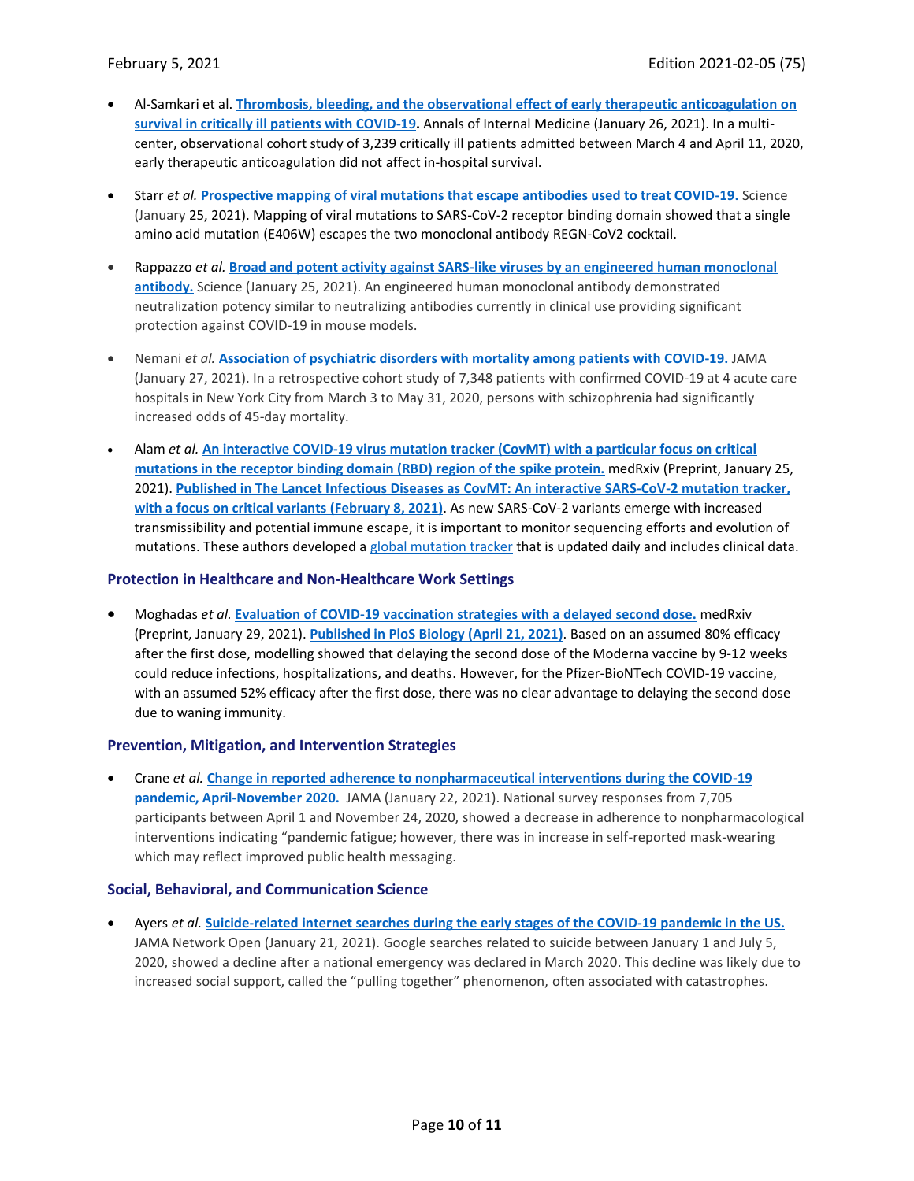- Al-Samkari et al. **Thrombosis, bleeding, and the observational effect of early therapeutic anticoagulation on survival in critically ill patients with COVID-19.** Annals of Internal Medicine (January 26, 2021). In a multi-center, observational cohort study of 3,239 critically ill patients admitted between March 4 and April 11, 2020, early therapeutic anticoagulation did not affect in-hospital survival.

- Starr *et al.* **Prospective mapping of viral mutations that escape antibodies used to treat COVID-19.** Science (January 25, 2021). Mapping of viral mutations to SARS-CoV-2 receptor binding domain showed that a single amino acid mutation (E406W) escapes the two monoclonal antibody REGN-CoV2 cocktail.

- Rappazzo *et al.* **Broad and potent activity against SARS-like viruses by an engineered human monoclonal antibody.** Science (January 25, 2021). An engineered human monoclonal antibody demonstrated neutralization potency similar to neutralizing antibodies currently in clinical use providing significant protection against COVID-19 in mouse models.

- Nemani *et al.* **Association of psychiatric disorders with mortality among patients with COVID-19.** JAMA (January 27, 2021). In a retrospective cohort study of 7,348 patients with confirmed COVID-19 at 4 acute care hospitals in New York City from March 3 to May 31, 2020, persons with schizophrenia had significantly increased odds of 45-day mortality.

- Alam *et al.* **An interactive COVID-19 virus mutation tracker (CovMT) with a particular focus on critical mutations in the receptor binding domain (RBD) region of the spike protein.** medRxiv (Preprint, January 25, 2021). **Published in The Lancet Infectious Diseases as CovMT: An interactive SARS-CoV-2 mutation tracker, with a focus on critical variants (February 8, 2021)**. As new SARS-CoV-2 variants emerge with increased transmissibility and potential immune escape, it is important to monitor sequencing efforts and evolution of mutations. These authors developed a global mutation tracker that is updated daily and includes clinical data.

### Protection in Healthcare and Non-Healthcare Work Settings

- Moghadas *et al.* **Evaluation of COVID-19 vaccination strategies with a delayed second dose.** medRxiv (Preprint, January 29, 2021). **Published in PloS Biology (April 21, 2021)**. Based on an assumed 80% efficacy after the first dose, modelling showed that delaying the second dose of the Moderna vaccine by 9-12 weeks could reduce infections, hospitalizations, and deaths. However, for the Pfizer-BioNTech COVID-19 vaccine, with an assumed 52% efficacy after the first dose, there was no clear advantage to delaying the second dose due to waning immunity.

### Prevention, Mitigation, and Intervention Strategies

- Crane *et al.* **Change in reported adherence to nonpharmaceutical interventions during the COVID-19 pandemic, April-November 2020.** JAMA (January 22, 2021). National survey responses from 7,705 participants between April 1 and November 24, 2020, showed a decrease in adherence to nonpharmacological interventions indicating "pandemic fatigue; however, there was in increase in self-reported mask-wearing which may reflect improved public health messaging.

### Social, Behavioral, and Communication Science

- Ayers *et al.* **Suicide-related internet searches during the early stages of the COVID-19 pandemic in the US.** JAMA Network Open (January 21, 2021). Google searches related to suicide between January 1 and July 5, 2020, showed a decline after a national emergency was declared in March 2020. This decline was likely due to increased social support, called the "pulling together" phenomenon, often associated with catastrophes.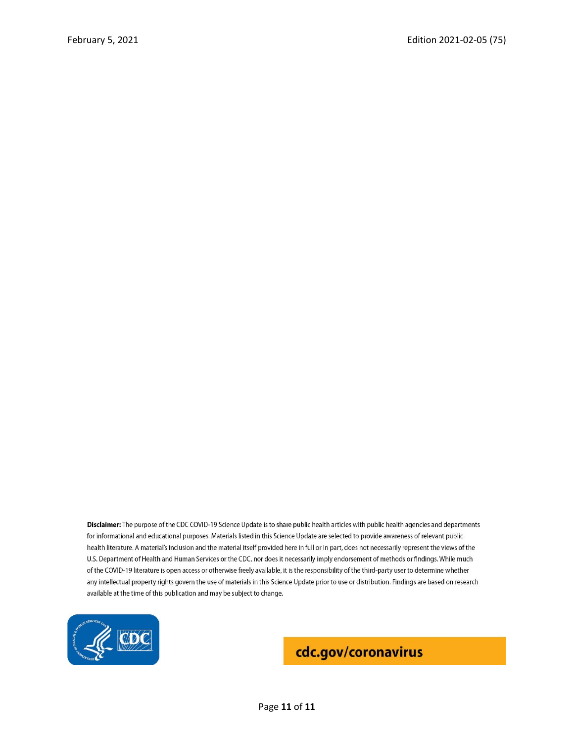**Disclaimer:** The purpose of the CDC COVID-19 Science Update is to share public health articles with public health agencies and departments for informational and educational purposes. Materials listed in this Science Update are selected to provide awareness of relevant public health literature. A material's inclusion and the material itself provided here in full or in part, does not necessarily represent the views of the U.S. Department of Health and Human Services or the CDC, nor does it necessarily imply endorsement of methods or findings. While much of the COVID-19 literature is open access or otherwise freely available, it is the responsibility of the third-party user to determine whether any intellectual property rights govern the use of materials in this Science Update prior to use or distribution. Findings are based on research available at the time of this publication and may be subject to change.

cdc.gov/coronavirus